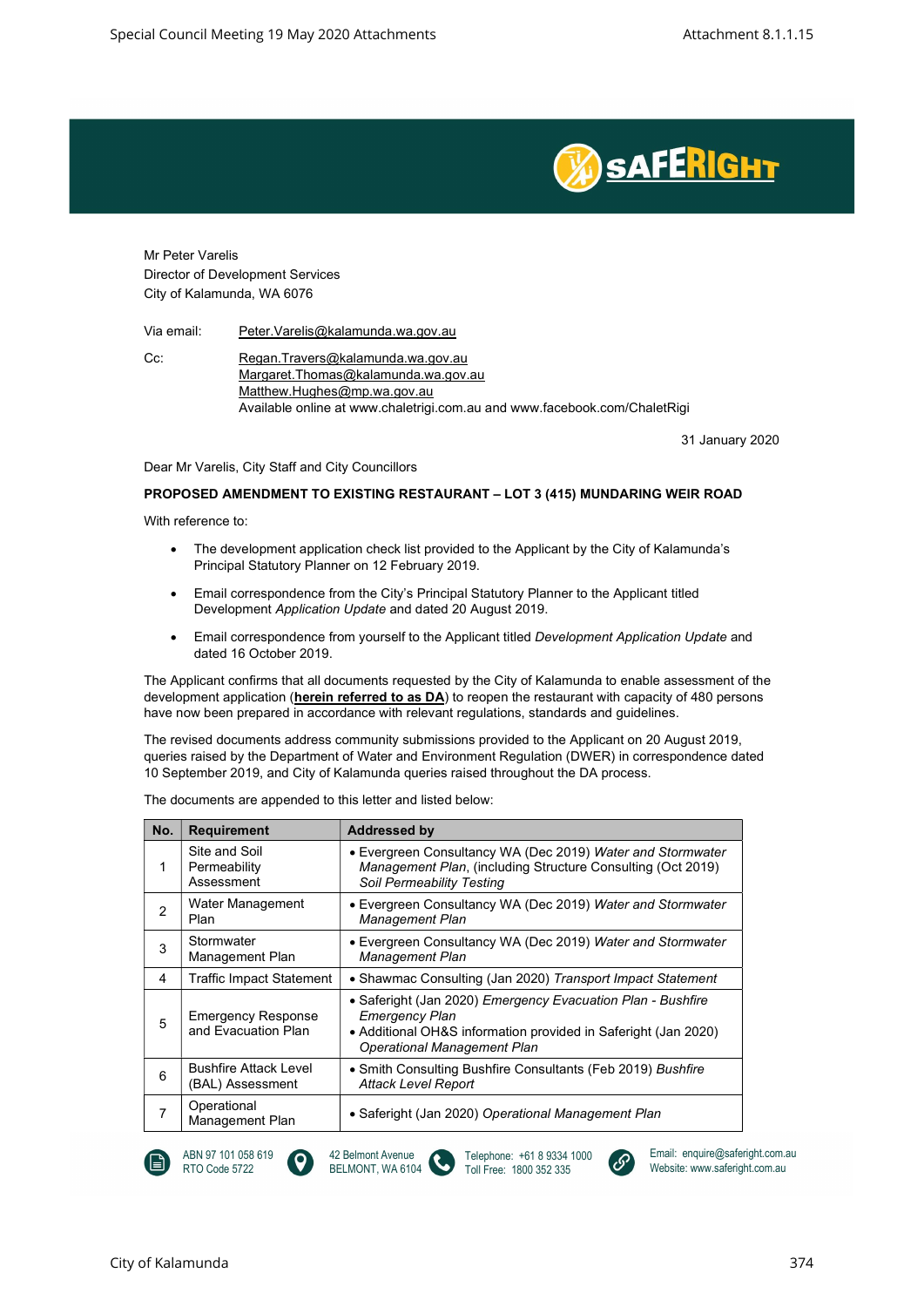Mr Peter Varelis
Director of Development Services
City of Kalamunda, WA 6076

Via email: Peter.Varelis@kalamunda.wa.gov.au

Cc: Regan.Travers@kalamunda.wa.gov.au
Margaret.Thomas@kalamunda.wa.gov.au
Matthew.Hughes@mp.wa.gov.au
Available online at www.chaletrigi.com.au and www.facebook.com/ChaletRigi

31 January 2020

Dear Mr Varelis, City Staff and City Councillors

**PROPOSED AMENDMENT TO EXISTING RESTAURANT – LOT 3 (415) MUNDARING WEIR ROAD**

With reference to:

- The development application check list provided to the Applicant by the City of Kalamunda's Principal Statutory Planner on 12 February 2019.
- Email correspondence from the City's Principal Statutory Planner to the Applicant titled Development *Application Update* and dated 20 August 2019.
- Email correspondence from yourself to the Applicant titled *Development Application Update* and dated 16 October 2019.

The Applicant confirms that all documents requested by the City of Kalamunda to enable assessment of the development application (**herein referred to as DA**) to reopen the restaurant with capacity of 480 persons have now been prepared in accordance with relevant regulations, standards and guidelines.

The revised documents address community submissions provided to the Applicant on 20 August 2019, queries raised by the Department of Water and Environment Regulation (DWER) in correspondence dated 10 September 2019, and City of Kalamunda queries raised throughout the DA process.

The documents are appended to this letter and listed below:

| No. | Requirement | Addressed by |
|---|---|---|
| 1 | Site and Soil Permeability Assessment | • Evergreen Consultancy WA (Dec 2019) *Water and Stormwater Management Plan*, (including Structure Consulting (Oct 2019) *Soil Permeability Testing* |
| 2 | Water Management Plan | • Evergreen Consultancy WA (Dec 2019) *Water and Stormwater Management Plan* |
| 3 | Stormwater Management Plan | • Evergreen Consultancy WA (Dec 2019) *Water and Stormwater Management Plan* |
| 4 | Traffic Impact Statement | • Shawmac Consulting (Jan 2020) *Transport Impact Statement* |
| 5 | Emergency Response and Evacuation Plan | • Saferight (Jan 2020) *Emergency Evacuation Plan - Bushfire Emergency Plan*<br>• Additional OH&S information provided in Saferight (Jan 2020) *Operational Management Plan* |
| 6 | Bushfire Attack Level (BAL) Assessment | • Smith Consulting Bushfire Consultants (Feb 2019) *Bushfire Attack Level Report* |
| 7 | Operational Management Plan | • Saferight (Jan 2020) *Operational Management Plan* |

ABN 97 101 058 619
RTO Code 5722

42 Belmont Avenue
BELMONT, WA 6104

Telephone: +61 8 9334 1000
Toll Free: 1800 352 335

Email: enquire@saferight.com.au
Website: www.saferight.com.au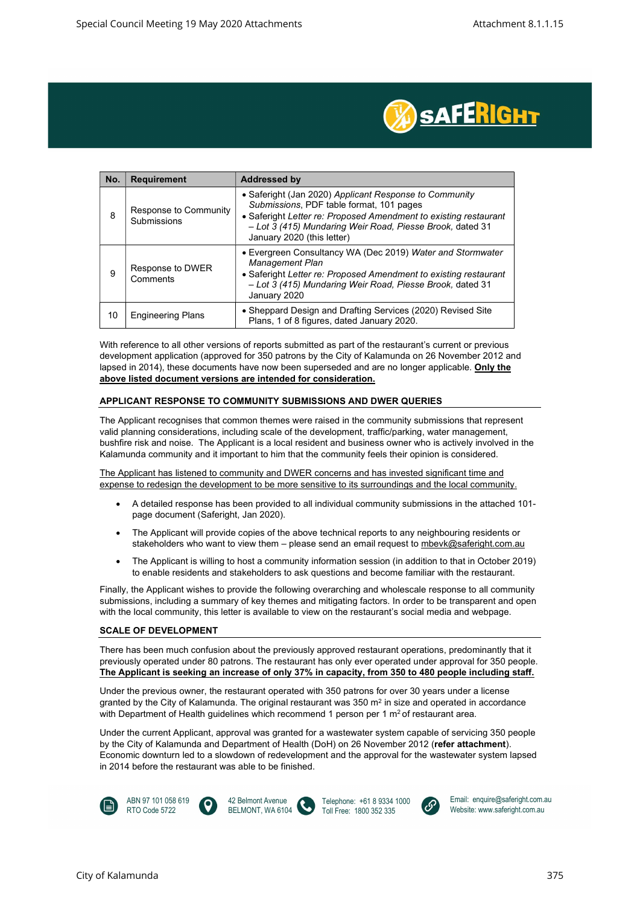| No. | Requirement | Addressed by |
|---|---|---|
| 8 | Response to Community Submissions | • Saferight (Jan 2020) *Applicant Response to Community Submissions*, PDF table format, 101 pages<br>• Saferight *Letter re: Proposed Amendment to existing restaurant – Lot 3 (415) Mundaring Weir Road, Piesse Brook,* dated 31 January 2020 (this letter) |
| 9 | Response to DWER Comments | • Evergreen Consultancy WA (Dec 2019) *Water and Stormwater Management Plan*<br>• Saferight *Letter re: Proposed Amendment to existing restaurant – Lot 3 (415) Mundaring Weir Road, Piesse Brook,* dated 31 January 2020 |
| 10 | Engineering Plans | • Sheppard Design and Drafting Services (2020) Revised Site Plans, 1 of 8 figures, dated January 2020. |

With reference to all other versions of reports submitted as part of the restaurant's current or previous development application (approved for 350 patrons by the City of Kalamunda on 26 November 2012 and lapsed in 2014), these documents have now been superseded and are no longer applicable. **Only the above listed document versions are intended for consideration.**

## APPLICANT RESPONSE TO COMMUNITY SUBMISSIONS AND DWER QUERIES

The Applicant recognises that common themes were raised in the community submissions that represent valid planning considerations, including scale of the development, traffic/parking, water management, bushfire risk and noise. The Applicant is a local resident and business owner who is actively involved in the Kalamunda community and it important to him that the community feels their opinion is considered.

The Applicant has listened to community and DWER concerns and has invested significant time and expense to redesign the development to be more sensitive to its surroundings and the local community.

- A detailed response has been provided to all individual community submissions in the attached 101-page document (Saferight, Jan 2020).
- The Applicant will provide copies of the above technical reports to any neighbouring residents or stakeholders who want to view them – please send an email request to mbevk@saferight.com.au
- The Applicant is willing to host a community information session (in addition to that in October 2019) to enable residents and stakeholders to ask questions and become familiar with the restaurant.

Finally, the Applicant wishes to provide the following overarching and wholescale response to all community submissions, including a summary of key themes and mitigating factors. In order to be transparent and open with the local community, this letter is available to view on the restaurant's social media and webpage.

## SCALE OF DEVELOPMENT

There has been much confusion about the previously approved restaurant operations, predominantly that it previously operated under 80 patrons. The restaurant has only ever operated under approval for 350 people. **The Applicant is seeking an increase of only 37% in capacity, from 350 to 480 people including staff.**

Under the previous owner, the restaurant operated with 350 patrons for over 30 years under a license granted by the City of Kalamunda. The original restaurant was 350 m² in size and operated in accordance with Department of Health guidelines which recommend 1 person per 1 m² of restaurant area.

Under the current Applicant, approval was granted for a wastewater system capable of servicing 350 people by the City of Kalamunda and Department of Health (DoH) on 26 November 2012 (**refer attachment**). Economic downturn led to a slowdown of redevelopment and the approval for the wastewater system lapsed in 2014 before the restaurant was able to be finished.

ABN 97 101 058 619
RTO Code 5722

42 Belmont Avenue
BELMONT, WA 6104

Telephone: +61 8 9334 1000
Toll Free: 1800 352 335

Email: enquire@saferight.com.au
Website: www.saferight.com.au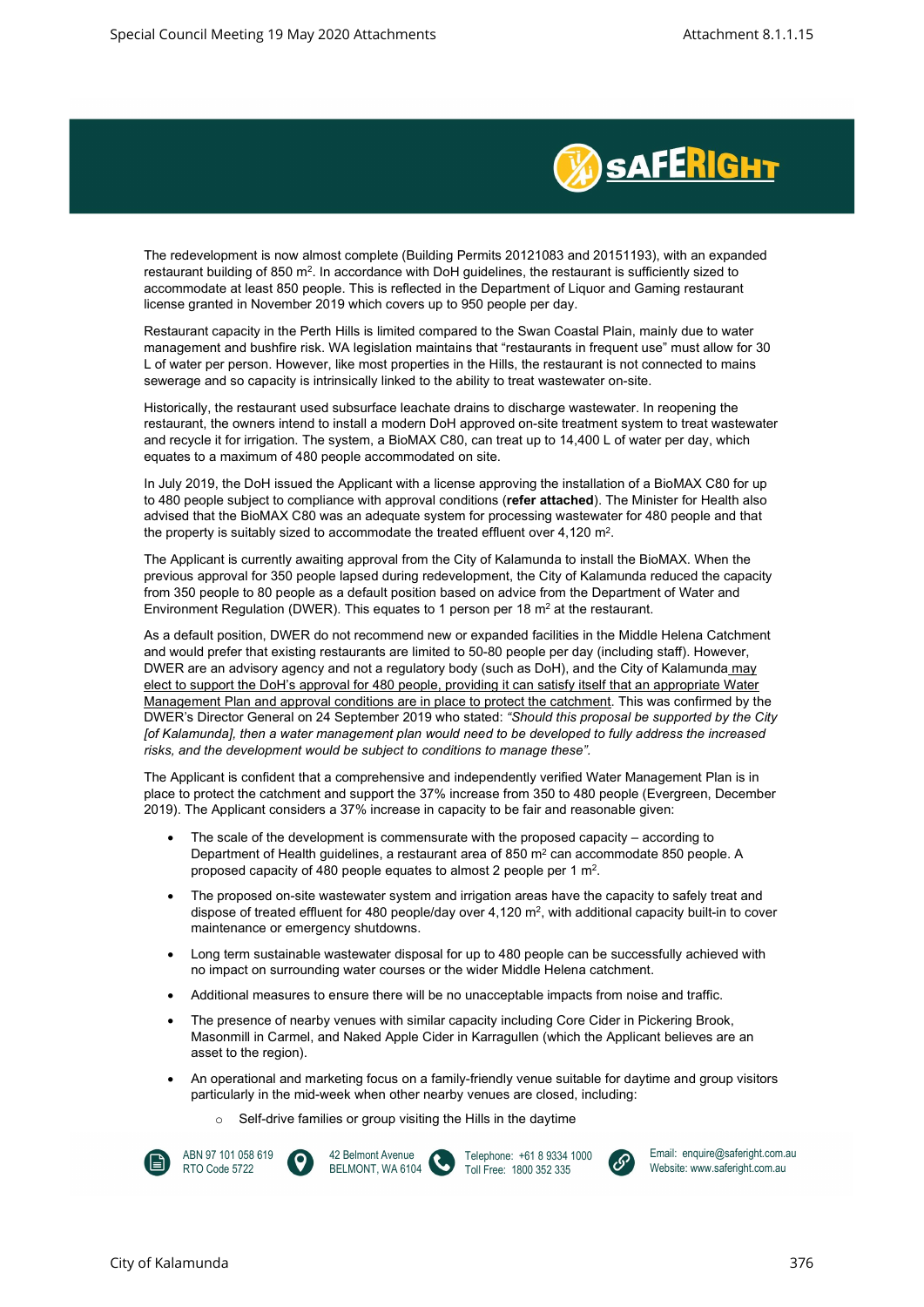The redevelopment is now almost complete (Building Permits 20121083 and 20151193), with an expanded restaurant building of 850 m$^2$. In accordance with DoH guidelines, the restaurant is sufficiently sized to accommodate at least 850 people. This is reflected in the Department of Liquor and Gaming restaurant license granted in November 2019 which covers up to 950 people per day.

Restaurant capacity in the Perth Hills is limited compared to the Swan Coastal Plain, mainly due to water management and bushfire risk. WA legislation maintains that "restaurants in frequent use" must allow for 30 L of water per person. However, like most properties in the Hills, the restaurant is not connected to mains sewerage and so capacity is intrinsically linked to the ability to treat wastewater on-site.

Historically, the restaurant used subsurface leachate drains to discharge wastewater. In reopening the restaurant, the owners intend to install a modern DoH approved on-site treatment system to treat wastewater and recycle it for irrigation. The system, a BioMAX C80, can treat up to 14,400 L of water per day, which equates to a maximum of 480 people accommodated on site.

In July 2019, the DoH issued the Applicant with a license approving the installation of a BioMAX C80 for up to 480 people subject to compliance with approval conditions (**refer attached**). The Minister for Health also advised that the BioMAX C80 was an adequate system for processing wastewater for 480 people and that the property is suitably sized to accommodate the treated effluent over 4,120 m$^2$.

The Applicant is currently awaiting approval from the City of Kalamunda to install the BioMAX. When the previous approval for 350 people lapsed during redevelopment, the City of Kalamunda reduced the capacity from 350 people to 80 people as a default position based on advice from the Department of Water and Environment Regulation (DWER). This equates to 1 person per 18 m$^2$ at the restaurant.

As a default position, DWER do not recommend new or expanded facilities in the Middle Helena Catchment and would prefer that existing restaurants are limited to 50-80 people per day (including staff). However, DWER are an advisory agency and not a regulatory body (such as DoH), and the City of Kalamunda may elect to support the DoH's approval for 480 people, providing it can satisfy itself that an appropriate Water Management Plan and approval conditions are in place to protect the catchment. This was confirmed by the DWER's Director General on 24 September 2019 who stated: *"Should this proposal be supported by the City [of Kalamunda], then a water management plan would need to be developed to fully address the increased risks, and the development would be subject to conditions to manage these".*

The Applicant is confident that a comprehensive and independently verified Water Management Plan is in place to protect the catchment and support the 37% increase from 350 to 480 people (Evergreen, December 2019). The Applicant considers a 37% increase in capacity to be fair and reasonable given:

- The scale of the development is commensurate with the proposed capacity – according to Department of Health guidelines, a restaurant area of 850 m$^2$ can accommodate 850 people. A proposed capacity of 480 people equates to almost 2 people per 1 m$^2$.
- The proposed on-site wastewater system and irrigation areas have the capacity to safely treat and dispose of treated effluent for 480 people/day over 4,120 m$^2$, with additional capacity built-in to cover maintenance or emergency shutdowns.
- Long term sustainable wastewater disposal for up to 480 people can be successfully achieved with no impact on surrounding water courses or the wider Middle Helena catchment.
- Additional measures to ensure there will be no unacceptable impacts from noise and traffic.
- The presence of nearby venues with similar capacity including Core Cider in Pickering Brook, Masonmill in Carmel, and Naked Apple Cider in Karragullen (which the Applicant believes are an asset to the region).
- An operational and marketing focus on a family-friendly venue suitable for daytime and group visitors particularly in the mid-week when other nearby venues are closed, including:
  - Self-drive families or group visiting the Hills in the daytime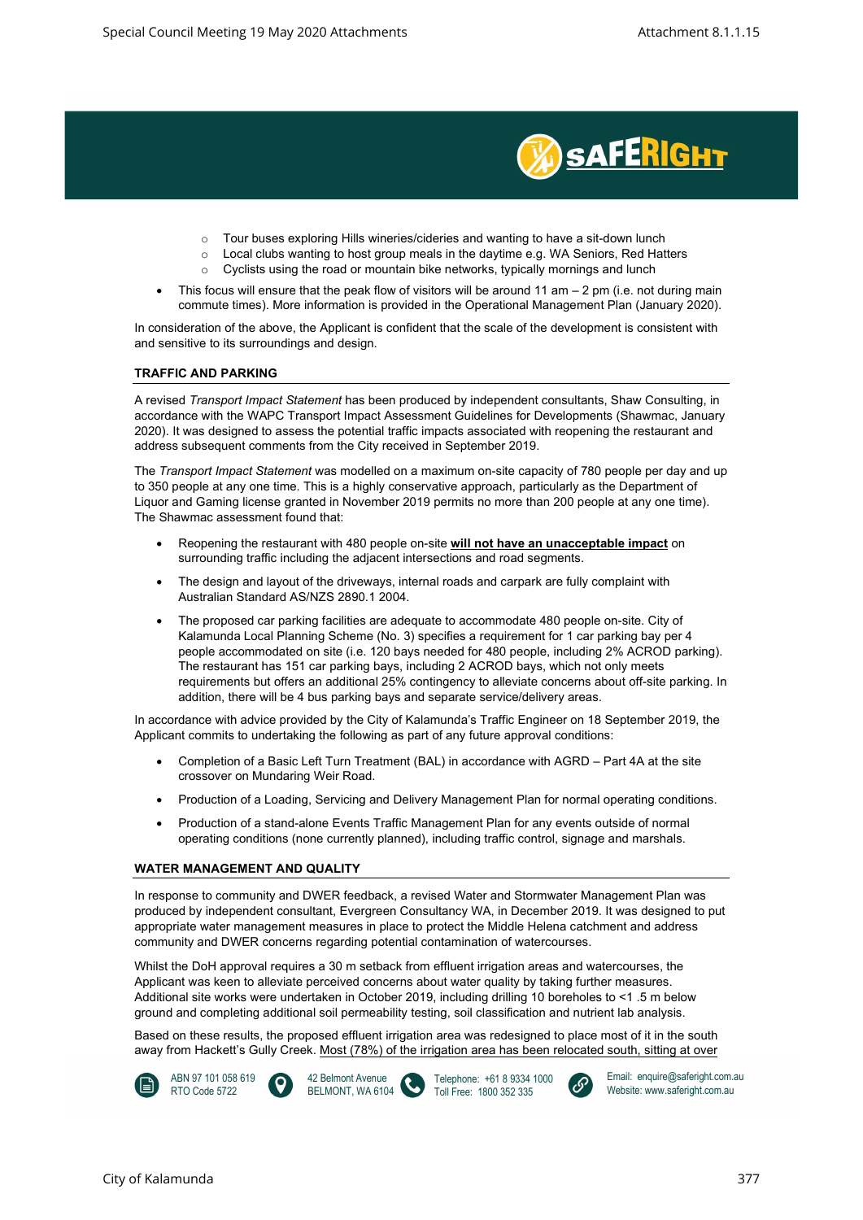- Tour buses exploring Hills wineries/cideries and wanting to have a sit-down lunch
  - Local clubs wanting to host group meals in the daytime e.g. WA Seniors, Red Hatters
  - Cyclists using the road or mountain bike networks, typically mornings and lunch
- This focus will ensure that the peak flow of visitors will be around 11 am – 2 pm (i.e. not during main commute times). More information is provided in the Operational Management Plan (January 2020).

In consideration of the above, the Applicant is confident that the scale of the development is consistent with and sensitive to its surroundings and design.

## TRAFFIC AND PARKING

A revised *Transport Impact Statement* has been produced by independent consultants, Shaw Consulting, in accordance with the WAPC Transport Impact Assessment Guidelines for Developments (Shawmac, January 2020). It was designed to assess the potential traffic impacts associated with reopening the restaurant and address subsequent comments from the City received in September 2019.

The *Transport Impact Statement* was modelled on a maximum on-site capacity of 780 people per day and up to 350 people at any one time. This is a highly conservative approach, particularly as the Department of Liquor and Gaming license granted in November 2019 permits no more than 200 people at any one time). The Shawmac assessment found that:

- Reopening the restaurant with 480 people on-site <u>**will not have an unacceptable impact**</u> on surrounding traffic including the adjacent intersections and road segments.
- The design and layout of the driveways, internal roads and carpark are fully complaint with Australian Standard AS/NZS 2890.1 2004.
- The proposed car parking facilities are adequate to accommodate 480 people on-site. City of Kalamunda Local Planning Scheme (No. 3) specifies a requirement for 1 car parking bay per 4 people accommodated on site (i.e. 120 bays needed for 480 people, including 2% ACROD parking). The restaurant has 151 car parking bays, including 2 ACROD bays, which not only meets requirements but offers an additional 25% contingency to alleviate concerns about off-site parking. In addition, there will be 4 bus parking bays and separate service/delivery areas.

In accordance with advice provided by the City of Kalamunda's Traffic Engineer on 18 September 2019, the Applicant commits to undertaking the following as part of any future approval conditions:

- Completion of a Basic Left Turn Treatment (BAL) in accordance with AGRD – Part 4A at the site crossover on Mundaring Weir Road.
- Production of a Loading, Servicing and Delivery Management Plan for normal operating conditions.
- Production of a stand-alone Events Traffic Management Plan for any events outside of normal operating conditions (none currently planned), including traffic control, signage and marshals.

## WATER MANAGEMENT AND QUALITY

In response to community and DWER feedback, a revised Water and Stormwater Management Plan was produced by independent consultant, Evergreen Consultancy WA, in December 2019. It was designed to put appropriate water management measures in place to protect the Middle Helena catchment and address community and DWER concerns regarding potential contamination of watercourses.

Whilst the DoH approval requires a 30 m setback from effluent irrigation areas and watercourses, the Applicant was keen to alleviate perceived concerns about water quality by taking further measures. Additional site works were undertaken in October 2019, including drilling 10 boreholes to <1 .5 m below ground and completing additional soil permeability testing, soil classification and nutrient lab analysis.

Based on these results, the proposed effluent irrigation area was redesigned to place most of it in the south away from Hackett's Gully Creek. <u>Most (78%) of the irrigation area has been relocated south, sitting at over</u>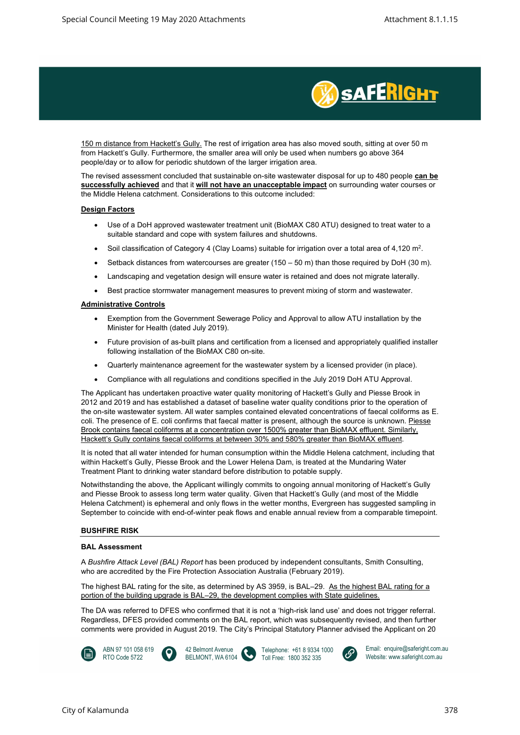150 m distance from Hackett's Gully. The rest of irrigation area has also moved south, sitting at over 50 m from Hackett's Gully. Furthermore, the smaller area will only be used when numbers go above 364 people/day or to allow for periodic shutdown of the larger irrigation area.

The revised assessment concluded that sustainable on-site wastewater disposal for up to 480 people **can be successfully achieved** and that it **will not have an unacceptable impact** on surrounding water courses or the Middle Helena catchment. Considerations to this outcome included:

**Design Factors**

- Use of a DoH approved wastewater treatment unit (BioMAX C80 ATU) designed to treat water to a suitable standard and cope with system failures and shutdowns.
- Soil classification of Category 4 (Clay Loams) suitable for irrigation over a total area of 4,120 m$^2$.
- Setback distances from watercourses are greater (150 – 50 m) than those required by DoH (30 m).
- Landscaping and vegetation design will ensure water is retained and does not migrate laterally.
- Best practice stormwater management measures to prevent mixing of storm and wastewater.

**Administrative Controls**

- Exemption from the Government Sewerage Policy and Approval to allow ATU installation by the Minister for Health (dated July 2019).
- Future provision of as-built plans and certification from a licensed and appropriately qualified installer following installation of the BioMAX C80 on-site.
- Quarterly maintenance agreement for the wastewater system by a licensed provider (in place).
- Compliance with all regulations and conditions specified in the July 2019 DoH ATU Approval.

The Applicant has undertaken proactive water quality monitoring of Hackett's Gully and Piesse Brook in 2012 and 2019 and has established a dataset of baseline water quality conditions prior to the operation of the on-site wastewater system. All water samples contained elevated concentrations of faecal coliforms as E. coli. The presence of E. coli confirms that faecal matter is present, although the source is unknown. Piesse Brook contains faecal coliforms at a concentration over 1500% greater than BioMAX effluent. Similarly, Hackett's Gully contains faecal coliforms at between 30% and 580% greater than BioMAX effluent.

It is noted that all water intended for human consumption within the Middle Helena catchment, including that within Hackett's Gully, Piesse Brook and the Lower Helena Dam, is treated at the Mundaring Water Treatment Plant to drinking water standard before distribution to potable supply.

Notwithstanding the above, the Applicant willingly commits to ongoing annual monitoring of Hackett's Gully and Piesse Brook to assess long term water quality. Given that Hackett's Gully (and most of the Middle Helena Catchment) is ephemeral and only flows in the wetter months, Evergreen has suggested sampling in September to coincide with end-of-winter peak flows and enable annual review from a comparable timepoint.

## BUSHFIRE RISK

### BAL Assessment

A *Bushfire Attack Level (BAL) Report* has been produced by independent consultants, Smith Consulting, who are accredited by the Fire Protection Association Australia (February 2019).

The highest BAL rating for the site, as determined by AS 3959, is BAL–29. As the highest BAL rating for a portion of the building upgrade is BAL–29, the development complies with State guidelines.

The DA was referred to DFES who confirmed that it is not a 'high-risk land use' and does not trigger referral. Regardless, DFES provided comments on the BAL report, which was subsequently revised, and then further comments were provided in August 2019. The City's Principal Statutory Planner advised the Applicant on 20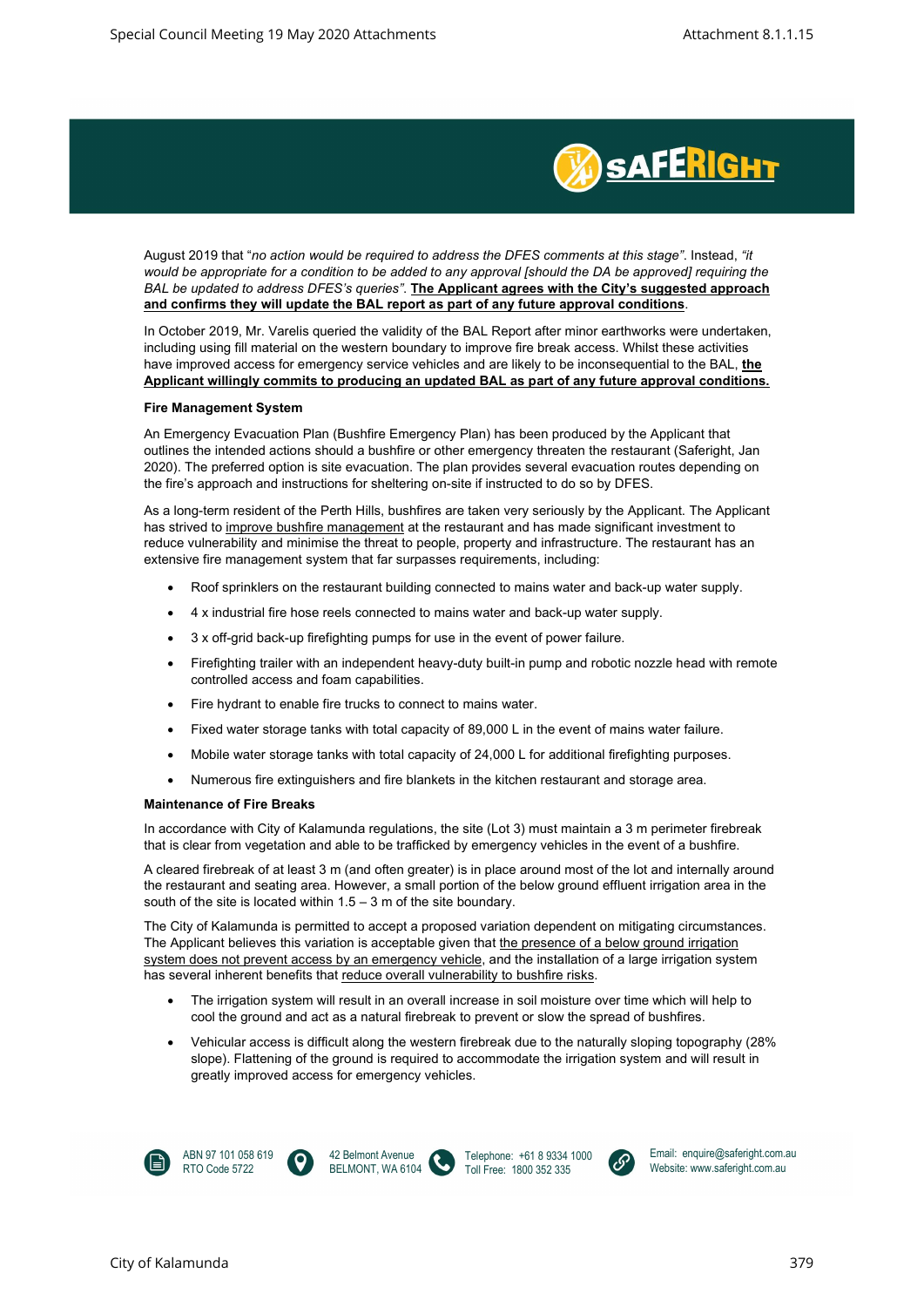August 2019 that "*no action would be required to address the DFES comments at this stage*". Instead, *"it would be appropriate for a condition to be added to any approval [should the DA be approved] requiring the BAL be updated to address DFES's queries"*. **<u>The Applicant agrees with the City's suggested approach and confirms they will update the BAL report as part of any future approval conditions</u>**.

In October 2019, Mr. Varelis queried the validity of the BAL Report after minor earthworks were undertaken, including using fill material on the western boundary to improve fire break access. Whilst these activities have improved access for emergency service vehicles and are likely to be inconsequential to the BAL, **<u>the Applicant willingly commits to producing an updated BAL as part of any future approval conditions.</u>**

**Fire Management System**

An Emergency Evacuation Plan (Bushfire Emergency Plan) has been produced by the Applicant that outlines the intended actions should a bushfire or other emergency threaten the restaurant (Saferight, Jan 2020). The preferred option is site evacuation. The plan provides several evacuation routes depending on the fire's approach and instructions for sheltering on-site if instructed to do so by DFES.

As a long-term resident of the Perth Hills, bushfires are taken very seriously by the Applicant. The Applicant has strived to <u>improve bushfire management</u> at the restaurant and has made significant investment to reduce vulnerability and minimise the threat to people, property and infrastructure. The restaurant has an extensive fire management system that far surpasses requirements, including:

- Roof sprinklers on the restaurant building connected to mains water and back-up water supply.
- 4 x industrial fire hose reels connected to mains water and back-up water supply.
- 3 x off-grid back-up firefighting pumps for use in the event of power failure.
- Firefighting trailer with an independent heavy-duty built-in pump and robotic nozzle head with remote controlled access and foam capabilities.
- Fire hydrant to enable fire trucks to connect to mains water.
- Fixed water storage tanks with total capacity of 89,000 L in the event of mains water failure.
- Mobile water storage tanks with total capacity of 24,000 L for additional firefighting purposes.
- Numerous fire extinguishers and fire blankets in the kitchen restaurant and storage area.

**Maintenance of Fire Breaks**

In accordance with City of Kalamunda regulations, the site (Lot 3) must maintain a 3 m perimeter firebreak that is clear from vegetation and able to be trafficked by emergency vehicles in the event of a bushfire.

A cleared firebreak of at least 3 m (and often greater) is in place around most of the lot and internally around the restaurant and seating area. However, a small portion of the below ground effluent irrigation area in the south of the site is located within 1.5 – 3 m of the site boundary.

The City of Kalamunda is permitted to accept a proposed variation dependent on mitigating circumstances. The Applicant believes this variation is acceptable given that <u>the presence of a below ground irrigation system does not prevent access by an emergency vehicle</u>, and the installation of a large irrigation system has several inherent benefits that <u>reduce overall vulnerability to bushfire risks</u>.

- The irrigation system will result in an overall increase in soil moisture over time which will help to cool the ground and act as a natural firebreak to prevent or slow the spread of bushfires.
- Vehicular access is difficult along the western firebreak due to the naturally sloping topography (28% slope). Flattening of the ground is required to accommodate the irrigation system and will result in greatly improved access for emergency vehicles.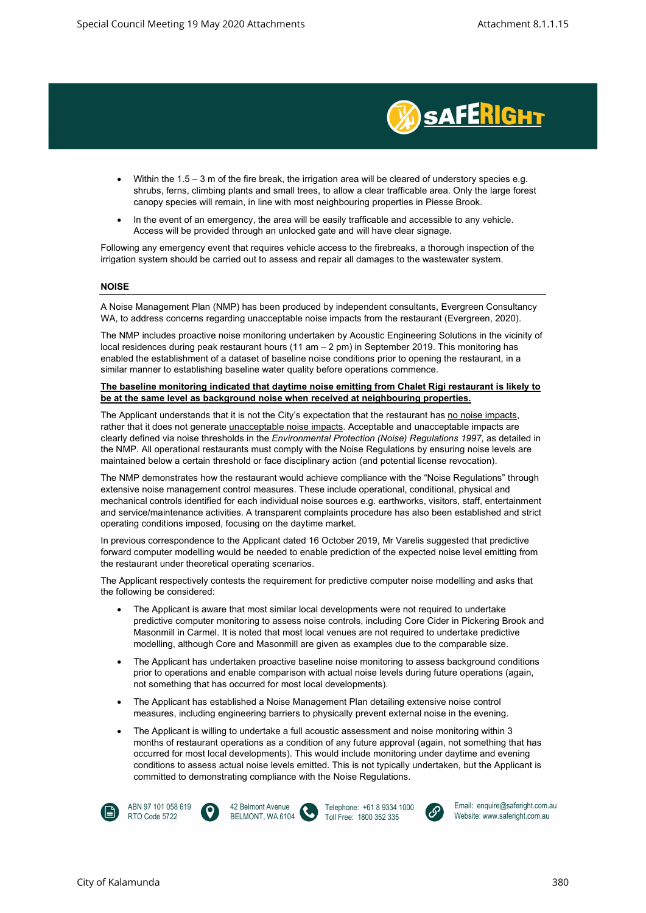- Within the 1.5 – 3 m of the fire break, the irrigation area will be cleared of understory species e.g. shrubs, ferns, climbing plants and small trees, to allow a clear trafficable area. Only the large forest canopy species will remain, in line with most neighbouring properties in Piesse Brook.
- In the event of an emergency, the area will be easily trafficable and accessible to any vehicle. Access will be provided through an unlocked gate and will have clear signage.

Following any emergency event that requires vehicle access to the firebreaks, a thorough inspection of the irrigation system should be carried out to assess and repair all damages to the wastewater system.

## NOISE

A Noise Management Plan (NMP) has been produced by independent consultants, Evergreen Consultancy WA, to address concerns regarding unacceptable noise impacts from the restaurant (Evergreen, 2020).

The NMP includes proactive noise monitoring undertaken by Acoustic Engineering Solutions in the vicinity of local residences during peak restaurant hours (11 am – 2 pm) in September 2019. This monitoring has enabled the establishment of a dataset of baseline noise conditions prior to opening the restaurant, in a similar manner to establishing baseline water quality before operations commence.

**The baseline monitoring indicated that daytime noise emitting from Chalet Rigi restaurant is likely to be at the same level as background noise when received at neighbouring properties.**

The Applicant understands that it is not the City's expectation that the restaurant has no noise impacts, rather that it does not generate unacceptable noise impacts. Acceptable and unacceptable impacts are clearly defined via noise thresholds in the *Environmental Protection (Noise) Regulations 1997*, as detailed in the NMP. All operational restaurants must comply with the Noise Regulations by ensuring noise levels are maintained below a certain threshold or face disciplinary action (and potential license revocation).

The NMP demonstrates how the restaurant would achieve compliance with the "Noise Regulations" through extensive noise management control measures. These include operational, conditional, physical and mechanical controls identified for each individual noise sources e.g. earthworks, visitors, staff, entertainment and service/maintenance activities. A transparent complaints procedure has also been established and strict operating conditions imposed, focusing on the daytime market.

In previous correspondence to the Applicant dated 16 October 2019, Mr Varelis suggested that predictive forward computer modelling would be needed to enable prediction of the expected noise level emitting from the restaurant under theoretical operating scenarios.

The Applicant respectively contests the requirement for predictive computer noise modelling and asks that the following be considered:

- The Applicant is aware that most similar local developments were not required to undertake predictive computer monitoring to assess noise controls, including Core Cider in Pickering Brook and Masonmill in Carmel. It is noted that most local venues are not required to undertake predictive modelling, although Core and Masonmill are given as examples due to the comparable size.
- The Applicant has undertaken proactive baseline noise monitoring to assess background conditions prior to operations and enable comparison with actual noise levels during future operations (again, not something that has occurred for most local developments).
- The Applicant has established a Noise Management Plan detailing extensive noise control measures, including engineering barriers to physically prevent external noise in the evening.
- The Applicant is willing to undertake a full acoustic assessment and noise monitoring within 3 months of restaurant operations as a condition of any future approval (again, not something that has occurred for most local developments). This would include monitoring under daytime and evening conditions to assess actual noise levels emitted. This is not typically undertaken, but the Applicant is committed to demonstrating compliance with the Noise Regulations.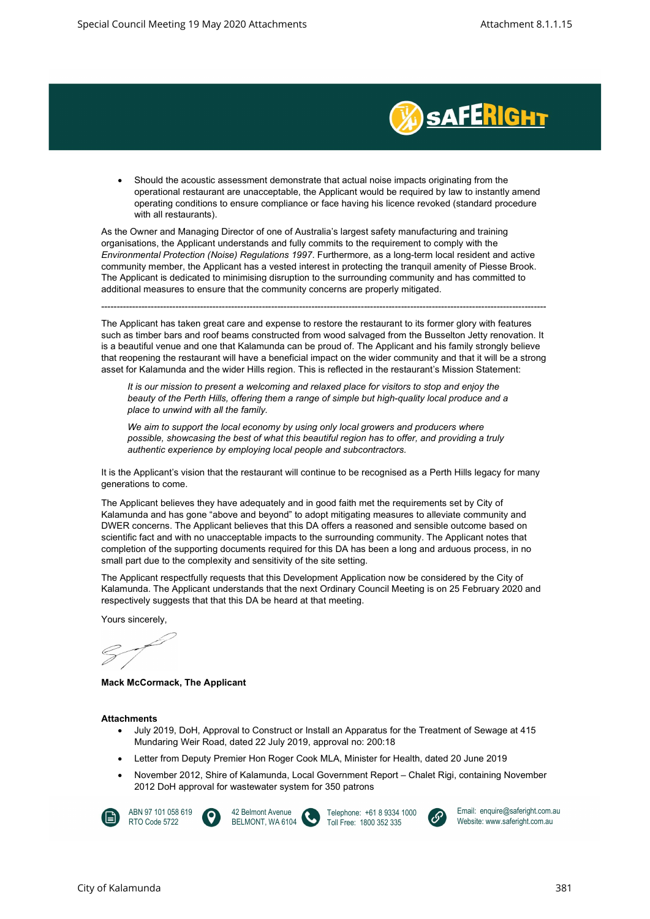- Should the acoustic assessment demonstrate that actual noise impacts originating from the operational restaurant are unacceptable, the Applicant would be required by law to instantly amend operating conditions to ensure compliance or face having his licence revoked (standard procedure with all restaurants).

As the Owner and Managing Director of one of Australia's largest safety manufacturing and training organisations, the Applicant understands and fully commits to the requirement to comply with the *Environmental Protection (Noise) Regulations 1997*. Furthermore, as a long-term local resident and active community member, the Applicant has a vested interest in protecting the tranquil amenity of Piesse Brook. The Applicant is dedicated to minimising disruption to the surrounding community and has committed to additional measures to ensure that the community concerns are properly mitigated.

---

The Applicant has taken great care and expense to restore the restaurant to its former glory with features such as timber bars and roof beams constructed from wood salvaged from the Busselton Jetty renovation. It is a beautiful venue and one that Kalamunda can be proud of. The Applicant and his family strongly believe that reopening the restaurant will have a beneficial impact on the wider community and that it will be a strong asset for Kalamunda and the wider Hills region. This is reflected in the restaurant's Mission Statement:

> *It is our mission to present a welcoming and relaxed place for visitors to stop and enjoy the beauty of the Perth Hills, offering them a range of simple but high-quality local produce and a place to unwind with all the family.*
>
> *We aim to support the local economy by using only local growers and producers where possible, showcasing the best of what this beautiful region has to offer, and providing a truly authentic experience by employing local people and subcontractors.*

It is the Applicant's vision that the restaurant will continue to be recognised as a Perth Hills legacy for many generations to come.

The Applicant believes they have adequately and in good faith met the requirements set by City of Kalamunda and has gone "above and beyond" to adopt mitigating measures to alleviate community and DWER concerns. The Applicant believes that this DA offers a reasoned and sensible outcome based on scientific fact and with no unacceptable impacts to the surrounding community. The Applicant notes that completion of the supporting documents required for this DA has been a long and arduous process, in no small part due to the complexity and sensitivity of the site setting.

The Applicant respectfully requests that this Development Application now be considered by the City of Kalamunda. The Applicant understands that the next Ordinary Council Meeting is on 25 February 2020 and respectively suggests that that this DA be heard at that meeting.

Yours sincerely,

**Mack McCormack, The Applicant**

**Attachments**

- July 2019, DoH, Approval to Construct or Install an Apparatus for the Treatment of Sewage at 415 Mundaring Weir Road, dated 22 July 2019, approval no: 200:18
- Letter from Deputy Premier Hon Roger Cook MLA, Minister for Health, dated 20 June 2019
- November 2012, Shire of Kalamunda, Local Government Report – Chalet Rigi, containing November 2012 DoH approval for wastewater system for 350 patrons

ABN 97 101 058 619
RTO Code 5722

42 Belmont Avenue
BELMONT, WA 6104

Telephone: +61 8 9334 1000
Toll Free: 1800 352 335

Email: enquire@saferight.com.au
Website: www.saferight.com.au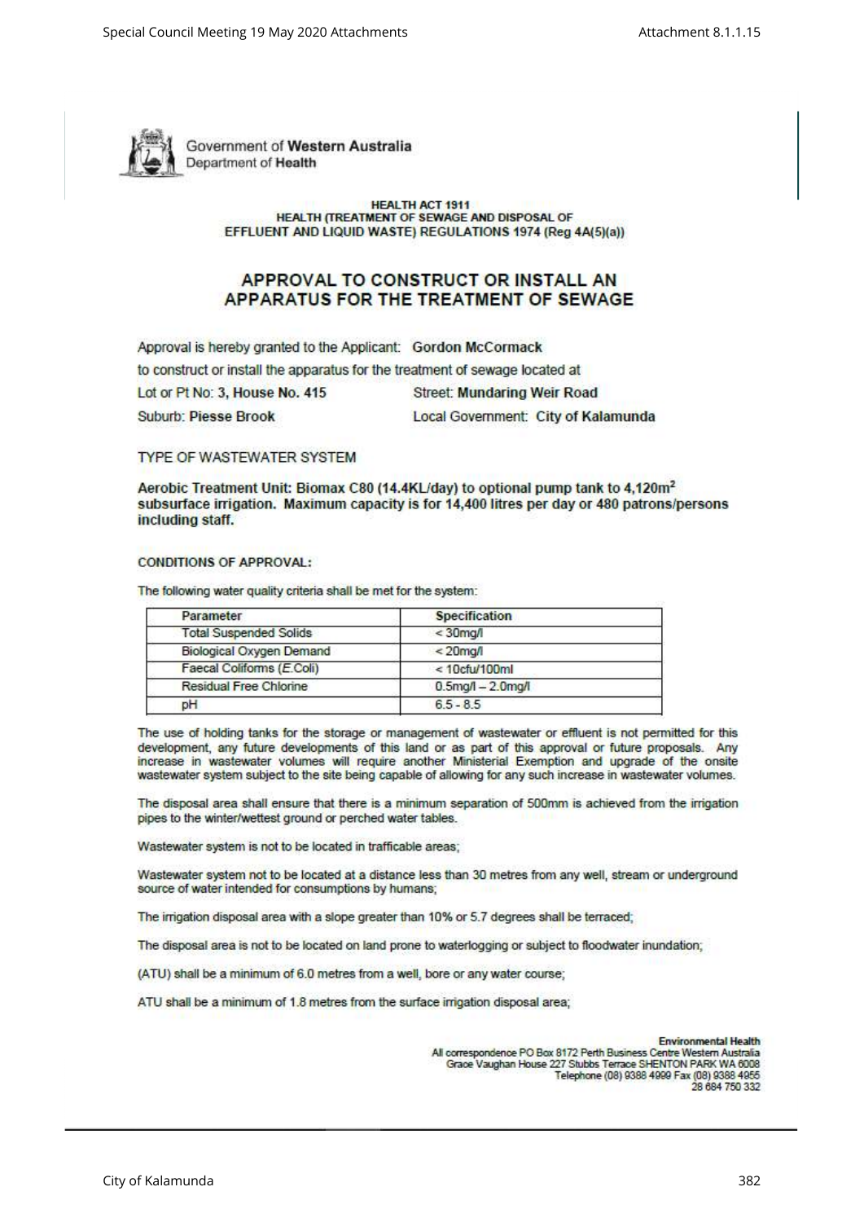Government of **Western Australia**
Department of **Health**

**HEALTH ACT 1911**
**HEALTH (TREATMENT OF SEWAGE AND DISPOSAL OF EFFLUENT AND LIQUID WASTE) REGULATIONS 1974 (Reg 4A(5)(a))**

# APPROVAL TO CONSTRUCT OR INSTALL AN APPARATUS FOR THE TREATMENT OF SEWAGE

Approval is hereby granted to the Applicant: **Gordon McCormack**

to construct or install the apparatus for the treatment of sewage located at

Lot or Pt No: **3, House No. 415** Street: **Mundaring Weir Road**

Suburb: **Piesse Brook** Local Government: **City of Kalamunda**

TYPE OF WASTEWATER SYSTEM

**Aerobic Treatment Unit: Biomax C80 (14.4KL/day) to optional pump tank to 4,120m$^2$ subsurface irrigation. Maximum capacity is for 14,400 litres per day or 480 patrons/persons including staff.**

**CONDITIONS OF APPROVAL:**

The following water quality criteria shall be met for the system:

| Parameter | Specification |
| --- | --- |
| Total Suspended Solids | < 30mg/l |
| Biological Oxygen Demand | < 20mg/l |
| Faecal Coliforms (*E.Coli*) | < 10cfu/100ml |
| Residual Free Chlorine | 0.5mg/l – 2.0mg/l |
| pH | 6.5 - 8.5 |

The use of holding tanks for the storage or management of wastewater or effluent is not permitted for this development, any future developments of this land or as part of this approval or future proposals. Any increase in wastewater volumes will require another Ministerial Exemption and upgrade of the onsite wastewater system subject to the site being capable of allowing for any such increase in wastewater volumes.

The disposal area shall ensure that there is a minimum separation of 500mm is achieved from the irrigation pipes to the winter/wettest ground or perched water tables.

Wastewater system is not to be located in trafficable areas;

Wastewater system not to be located at a distance less than 30 metres from any well, stream or underground source of water intended for consumptions by humans;

The irrigation disposal area with a slope greater than 10% or 5.7 degrees shall be terraced;

The disposal area is not to be located on land prone to waterlogging or subject to floodwater inundation;

(ATU) shall be a minimum of 6.0 metres from a well, bore or any water course;

ATU shall be a minimum of 1.8 metres from the surface irrigation disposal area;

**Environmental Health**
All correspondence PO Box 8172 Perth Business Centre Western Australia
Grace Vaughan House 227 Stubbs Terrace SHENTON PARK WA 6008
Telephone (08) 9388 4999 Fax (08) 9388 4955
28 684 750 332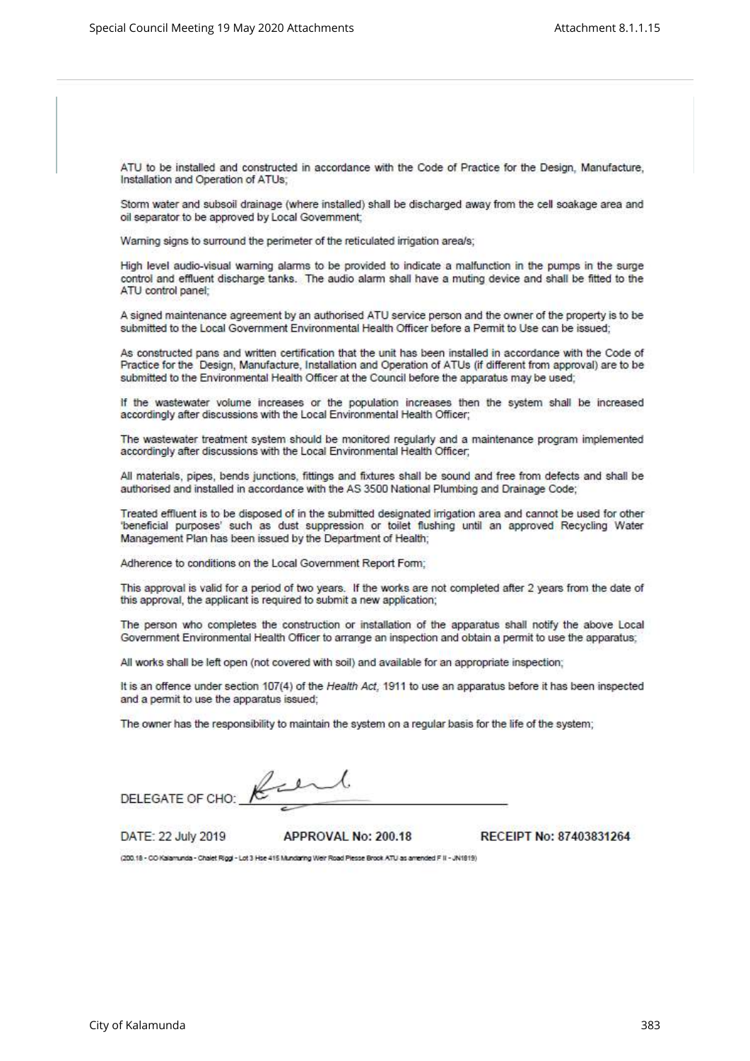ATU to be installed and constructed in accordance with the Code of Practice for the Design, Manufacture, Installation and Operation of ATUs;

Storm water and subsoil drainage (where installed) shall be discharged away from the cell soakage area and oil separator to be approved by Local Government;

Warning signs to surround the perimeter of the reticulated irrigation area/s;

High level audio-visual warning alarms to be provided to indicate a malfunction in the pumps in the surge control and effluent discharge tanks. The audio alarm shall have a muting device and shall be fitted to the ATU control panel;

A signed maintenance agreement by an authorised ATU service person and the owner of the property is to be submitted to the Local Government Environmental Health Officer before a Permit to Use can be issued;

As constructed pans and written certification that the unit has been installed in accordance with the Code of Practice for the Design, Manufacture, Installation and Operation of ATUs (if different from approval) are to be submitted to the Environmental Health Officer at the Council before the apparatus may be used;

If the wastewater volume increases or the population increases then the system shall be increased accordingly after discussions with the Local Environmental Health Officer;

The wastewater treatment system should be monitored regularly and a maintenance program implemented accordingly after discussions with the Local Environmental Health Officer;

All materials, pipes, bends junctions, fittings and fixtures shall be sound and free from defects and shall be authorised and installed in accordance with the AS 3500 National Plumbing and Drainage Code;

Treated effluent is to be disposed of in the submitted designated irrigation area and cannot be used for other 'beneficial purposes' such as dust suppression or toilet flushing until an approved Recycling Water Management Plan has been issued by the Department of Health;

Adherence to conditions on the Local Government Report Form;

This approval is valid for a period of two years. If the works are not completed after 2 years from the date of this approval, the applicant is required to submit a new application;

The person who completes the construction or installation of the apparatus shall notify the above Local Government Environmental Health Officer to arrange an inspection and obtain a permit to use the apparatus;

All works shall be left open (not covered with soil) and available for an appropriate inspection;

It is an offence under section 107(4) of the *Health Act*, 1911 to use an apparatus before it has been inspected and a permit to use the apparatus issued;

The owner has the responsibility to maintain the system on a regular basis for the life of the system;

DELEGATE OF CHO: ______________________

DATE: 22 July 2019 **APPROVAL No: 200.18** **RECEIPT No: 87403831264**

(200.18 - CO Kalamunda - Chalet Riggi - Lot 3 Hse 415 Mundaring Weir Road Piesse Brook ATU as amended F II - JN1819)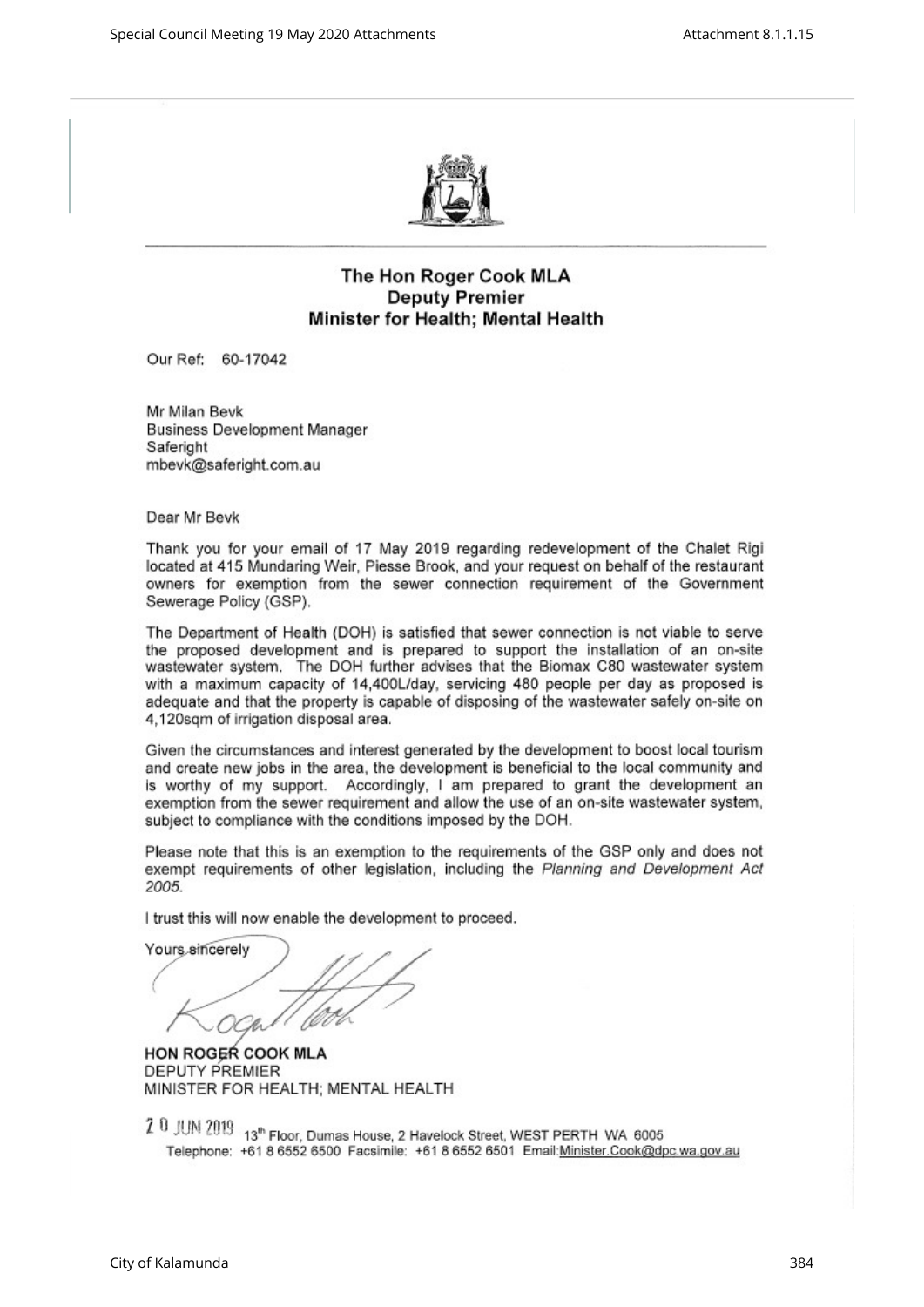**The Hon Roger Cook MLA**
**Deputy Premier**
**Minister for Health; Mental Health**

Our Ref: 60-17042

Mr Milan Bevk
Business Development Manager
Saferight
mbevk@saferight.com.au

Dear Mr Bevk

Thank you for your email of 17 May 2019 regarding redevelopment of the Chalet Rigi located at 415 Mundaring Weir, Piesse Brook, and your request on behalf of the restaurant owners for exemption from the sewer connection requirement of the Government Sewerage Policy (GSP).

The Department of Health (DOH) is satisfied that sewer connection is not viable to serve the proposed development and is prepared to support the installation of an on-site wastewater system. The DOH further advises that the Biomax C80 wastewater system with a maximum capacity of 14,400L/day, servicing 480 people per day as proposed is adequate and that the property is capable of disposing of the wastewater safely on-site on 4,120sqm of irrigation disposal area.

Given the circumstances and interest generated by the development to boost local tourism and create new jobs in the area, the development is beneficial to the local community and is worthy of my support. Accordingly, I am prepared to grant the development an exemption from the sewer requirement and allow the use of an on-site wastewater system, subject to compliance with the conditions imposed by the DOH.

Please note that this is an exemption to the requirements of the GSP only and does not exempt requirements of other legislation, including the *Planning and Development Act 2005*.

I trust this will now enable the development to proceed.

Yours sincerely

**HON ROGER COOK MLA**
DEPUTY PREMIER
MINISTER FOR HEALTH; MENTAL HEALTH

20 JUN 2019

13th Floor, Dumas House, 2 Havelock Street, WEST PERTH WA 6005
Telephone: +61 8 6552 6500 Facsimile: +61 8 6552 6501 Email: Minister.Cook@dpc.wa.gov.au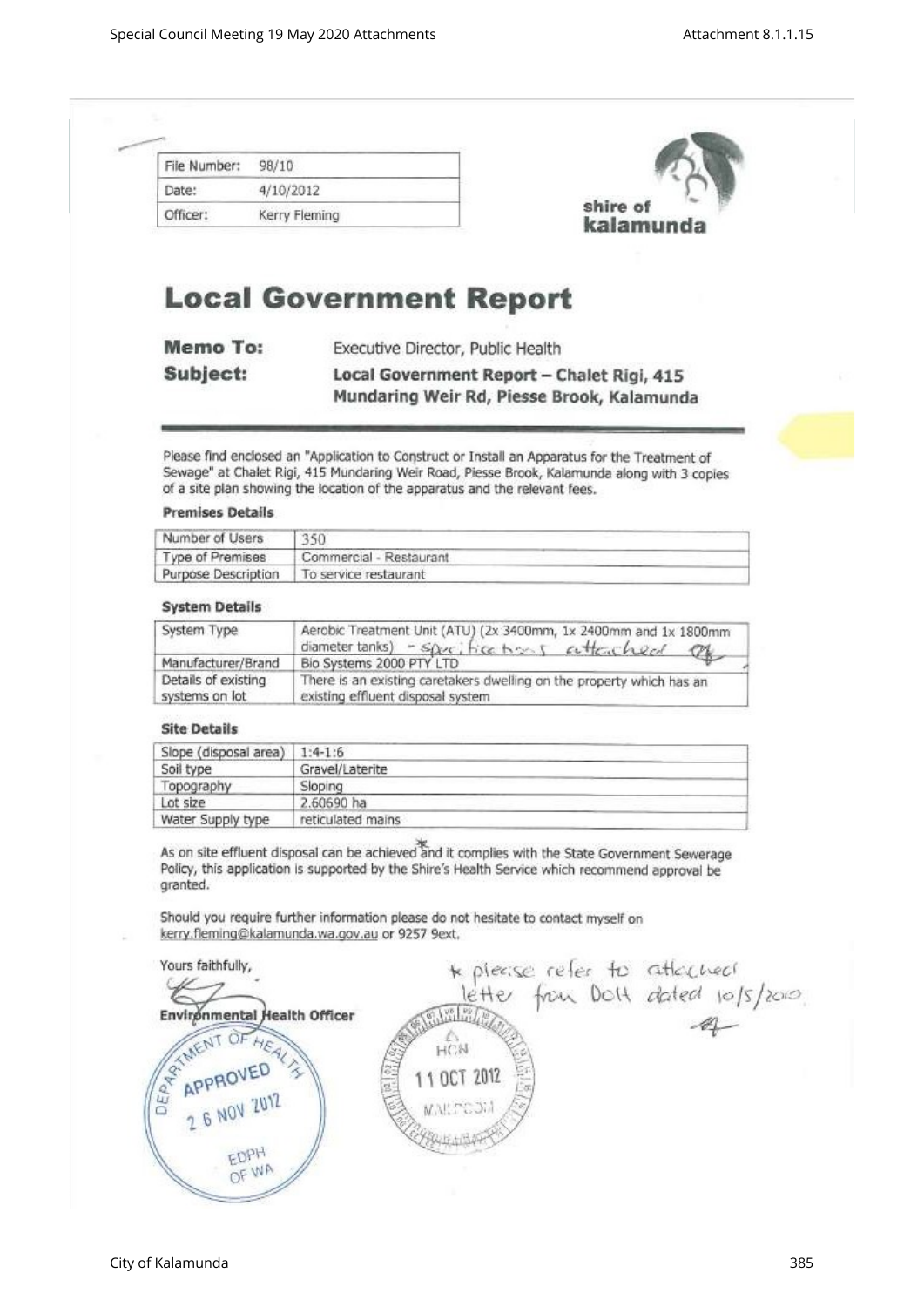| | |
|---|---|
| File Number: | 98/10 |
| Date: | 4/10/2012 |
| Officer: | Kerry Fleming |

shire of kalamunda

# Local Government Report

**Memo To:** Executive Director, Public Health

**Subject:** **Local Government Report – Chalet Rigi, 415 Mundaring Weir Rd, Piesse Brook, Kalamunda**

Please find enclosed an "Application to Construct or Install an Apparatus for the Treatment of Sewage" at Chalet Rigi, 415 Mundaring Weir Road, Piesse Brook, Kalamunda along with 3 copies of a site plan showing the location of the apparatus and the relevant fees.

**Premises Details**

| | |
|---|---|
| Number of Users | 350 |
| Type of Premises | Commercial - Restaurant |
| Purpose Description | To service restaurant |

**System Details**

| | |
|---|---|
| System Type | Aerobic Treatment Unit (ATU) (2x 3400mm, 1x 2400mm and 1x 1800mm diameter tanks) – specifications attached |
| Manufacturer/Brand | Bio Systems 2000 PTY LTD |
| Details of existing systems on lot | There is an existing caretakers dwelling on the property which has an existing effluent disposal system |

**Site Details**

| | |
|---|---|
| Slope (disposal area) | 1:4-1:6 |
| Soil type | Gravel/Laterite |
| Topography | Sloping |
| Lot size | 2.60690 ha |
| Water Supply type | reticulated mains |

As on site effluent disposal can be achieved* and it complies with the State Government Sewerage Policy, this application is supported by the Shire's Health Service which recommend approval be granted.

Should you require further information please do not hesitate to contact myself on kerry.fleming@kalamunda.wa.gov.au or 9257 9ext.

Yours faithfully,

Environmental Health Officer

\* please refer to attached letter from DoH dated 10/5/2010.

DEPARTMENT OF HEALTH APPROVED 26 NOV 2012 EDPH OF WA

HCN 11 OCT 2012 MAILROOM